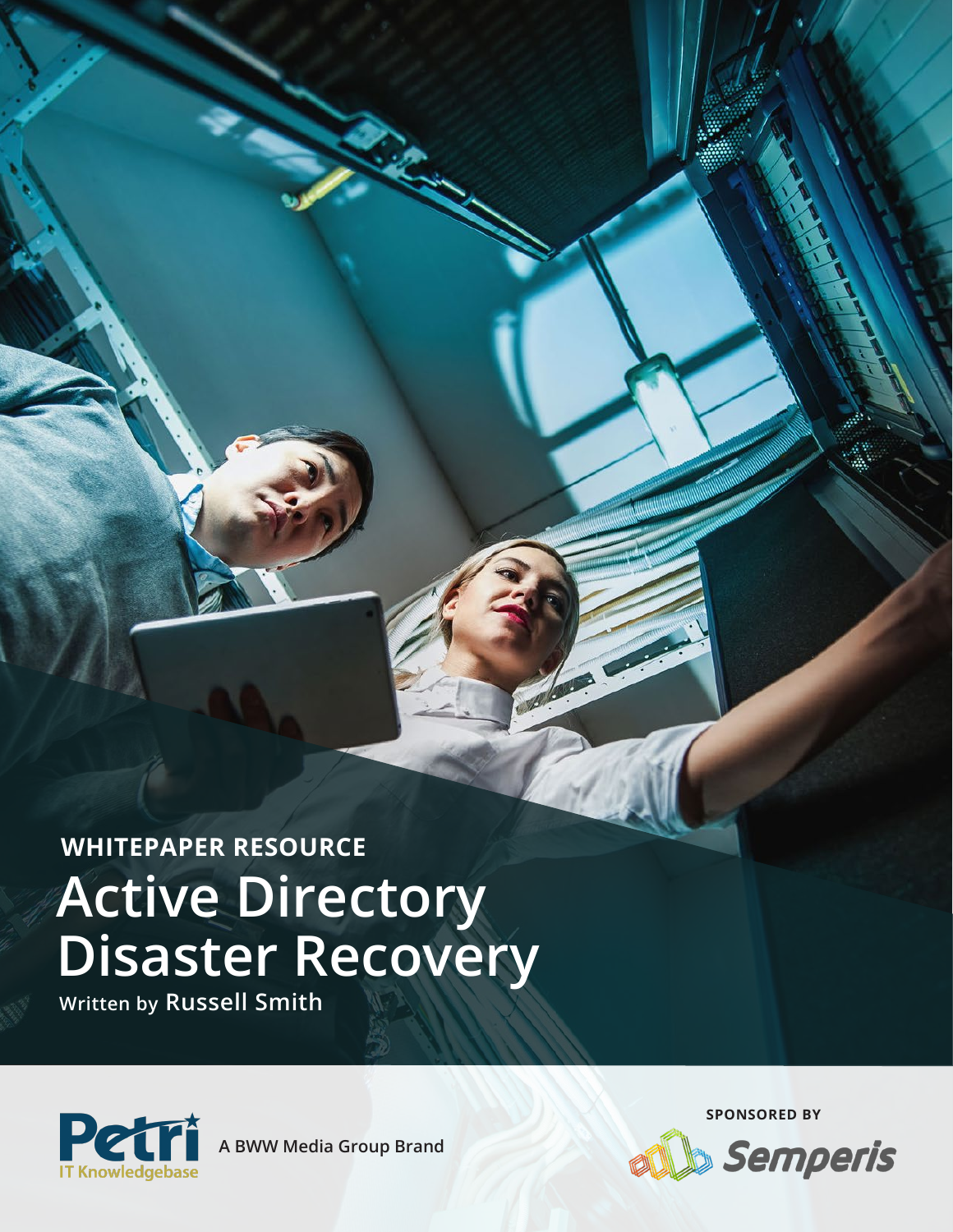**WHITEPAPER RESOURCE**

# Active Directory Disaster Recovery

Written by **Russell Smith**

Petri IT Knowledgebase

A BWW Media Group Brand

SPONSORED BY

Semperis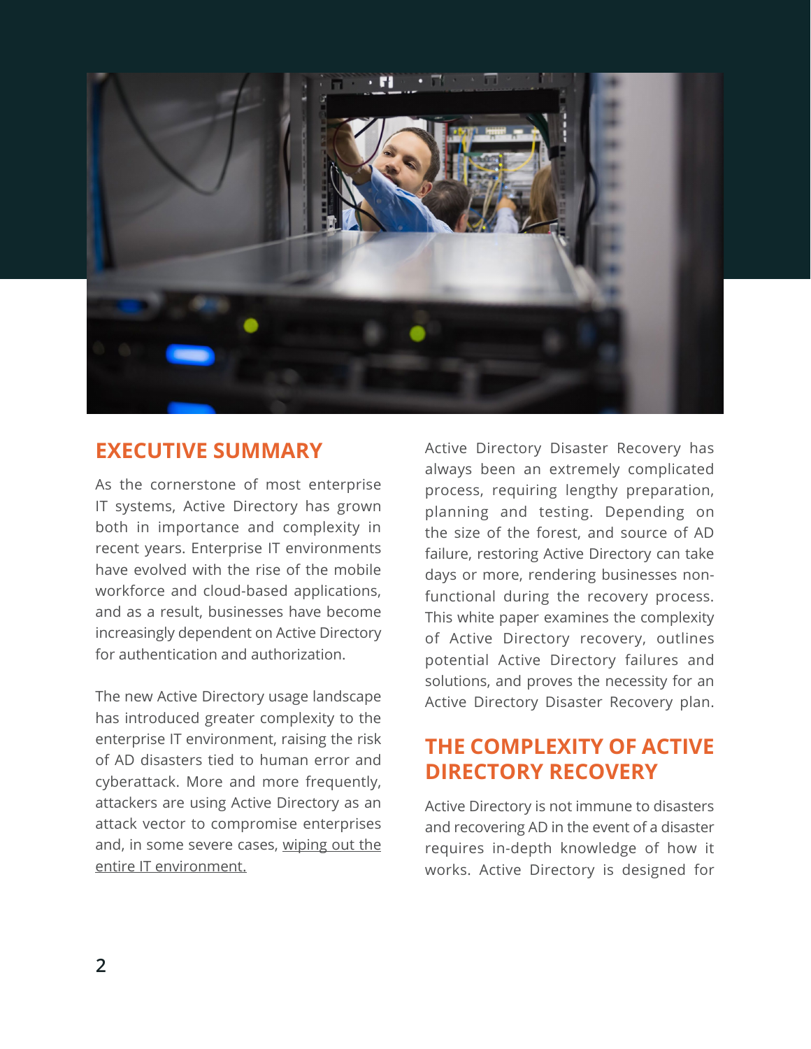## EXECUTIVE SUMMARY

As the cornerstone of most enterprise IT systems, Active Directory has grown both in importance and complexity in recent years. Enterprise IT environments have evolved with the rise of the mobile workforce and cloud-based applications, and as a result, businesses have become increasingly dependent on Active Directory for authentication and authorization.

The new Active Directory usage landscape has introduced greater complexity to the enterprise IT environment, raising the risk of AD disasters tied to human error and cyberattack. More and more frequently, attackers are using Active Directory as an attack vector to compromise enterprises and, in some severe cases, wiping out the entire IT environment.

Active Directory Disaster Recovery has always been an extremely complicated process, requiring lengthy preparation, planning and testing. Depending on the size of the forest, and source of AD failure, restoring Active Directory can take days or more, rendering businesses non-functional during the recovery process. This white paper examines the complexity of Active Directory recovery, outlines potential Active Directory failures and solutions, and proves the necessity for an Active Directory Disaster Recovery plan.

## THE COMPLEXITY OF ACTIVE DIRECTORY RECOVERY

Active Directory is not immune to disasters and recovering AD in the event of a disaster requires in-depth knowledge of how it works. Active Directory is designed for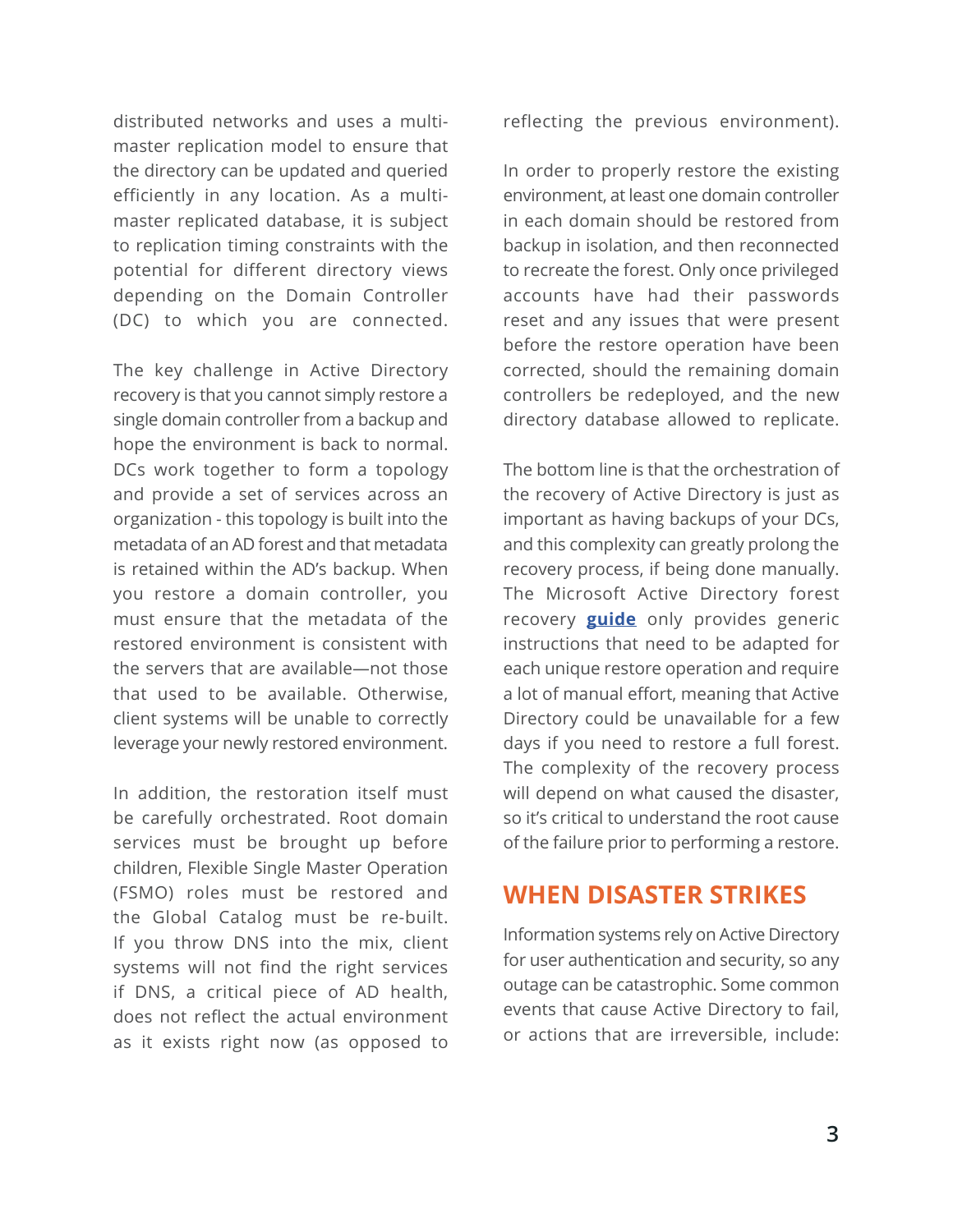distributed networks and uses a multi-master replication model to ensure that the directory can be updated and queried efficiently in any location. As a multi-master replicated database, it is subject to replication timing constraints with the potential for different directory views depending on the Domain Controller (DC) to which you are connected.

The key challenge in Active Directory recovery is that you cannot simply restore a single domain controller from a backup and hope the environment is back to normal. DCs work together to form a topology and provide a set of services across an organization - this topology is built into the metadata of an AD forest and that metadata is retained within the AD's backup. When you restore a domain controller, you must ensure that the metadata of the restored environment is consistent with the servers that are available—not those that used to be available. Otherwise, client systems will be unable to correctly leverage your newly restored environment.

In addition, the restoration itself must be carefully orchestrated. Root domain services must be brought up before children, Flexible Single Master Operation (FSMO) roles must be restored and the Global Catalog must be re-built. If you throw DNS into the mix, client systems will not find the right services if DNS, a critical piece of AD health, does not reflect the actual environment as it exists right now (as opposed to reflecting the previous environment).

In order to properly restore the existing environment, at least one domain controller in each domain should be restored from backup in isolation, and then reconnected to recreate the forest. Only once privileged accounts have had their passwords reset and any issues that were present before the restore operation have been corrected, should the remaining domain controllers be redeployed, and the new directory database allowed to replicate.

The bottom line is that the orchestration of the recovery of Active Directory is just as important as having backups of your DCs, and this complexity can greatly prolong the recovery process, if being done manually. The Microsoft Active Directory forest recovery **guide** only provides generic instructions that need to be adapted for each unique restore operation and require a lot of manual effort, meaning that Active Directory could be unavailable for a few days if you need to restore a full forest. The complexity of the recovery process will depend on what caused the disaster, so it's critical to understand the root cause of the failure prior to performing a restore.

## WHEN DISASTER STRIKES

Information systems rely on Active Directory for user authentication and security, so any outage can be catastrophic. Some common events that cause Active Directory to fail, or actions that are irreversible, include: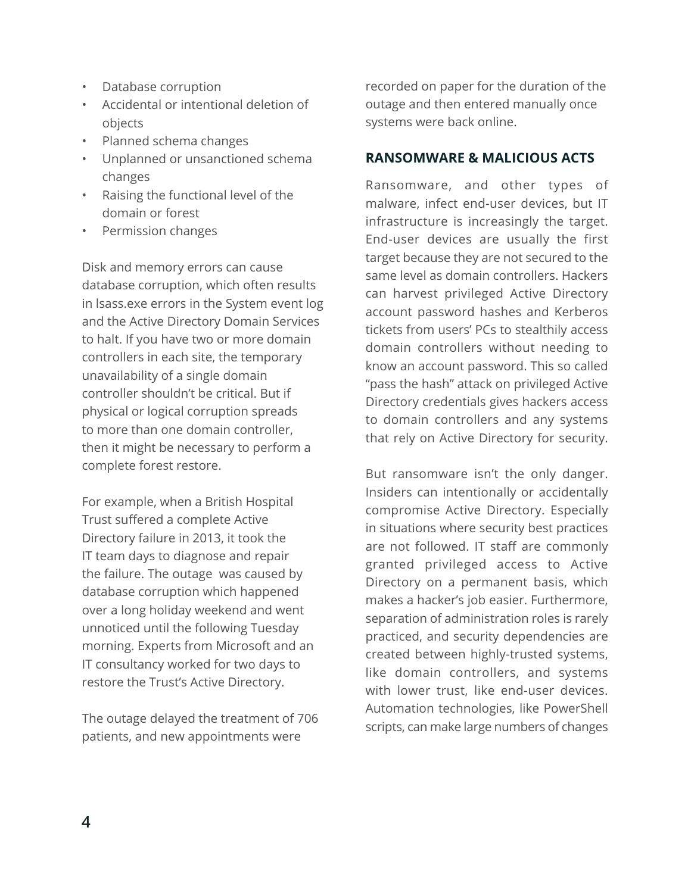- Database corruption
- Accidental or intentional deletion of objects
- Planned schema changes
- Unplanned or unsanctioned schema changes
- Raising the functional level of the domain or forest
- Permission changes

Disk and memory errors can cause database corruption, which often results in lsass.exe errors in the System event log and the Active Directory Domain Services to halt. If you have two or more domain controllers in each site, the temporary unavailability of a single domain controller shouldn't be critical. But if physical or logical corruption spreads to more than one domain controller, then it might be necessary to perform a complete forest restore.

For example, when a British Hospital Trust suffered a complete Active Directory failure in 2013, it took the IT team days to diagnose and repair the failure. The outage was caused by database corruption which happened over a long holiday weekend and went unnoticed until the following Tuesday morning. Experts from Microsoft and an IT consultancy worked for two days to restore the Trust's Active Directory.

The outage delayed the treatment of 706 patients, and new appointments were recorded on paper for the duration of the outage and then entered manually once systems were back online.

## RANSOMWARE & MALICIOUS ACTS

Ransomware, and other types of malware, infect end-user devices, but IT infrastructure is increasingly the target. End-user devices are usually the first target because they are not secured to the same level as domain controllers. Hackers can harvest privileged Active Directory account password hashes and Kerberos tickets from users' PCs to stealthily access domain controllers without needing to know an account password. This so called "pass the hash" attack on privileged Active Directory credentials gives hackers access to domain controllers and any systems that rely on Active Directory for security.

But ransomware isn't the only danger. Insiders can intentionally or accidentally compromise Active Directory. Especially in situations where security best practices are not followed. IT staff are commonly granted privileged access to Active Directory on a permanent basis, which makes a hacker's job easier. Furthermore, separation of administration roles is rarely practiced, and security dependencies are created between highly-trusted systems, like domain controllers, and systems with lower trust, like end-user devices. Automation technologies, like PowerShell scripts, can make large numbers of changes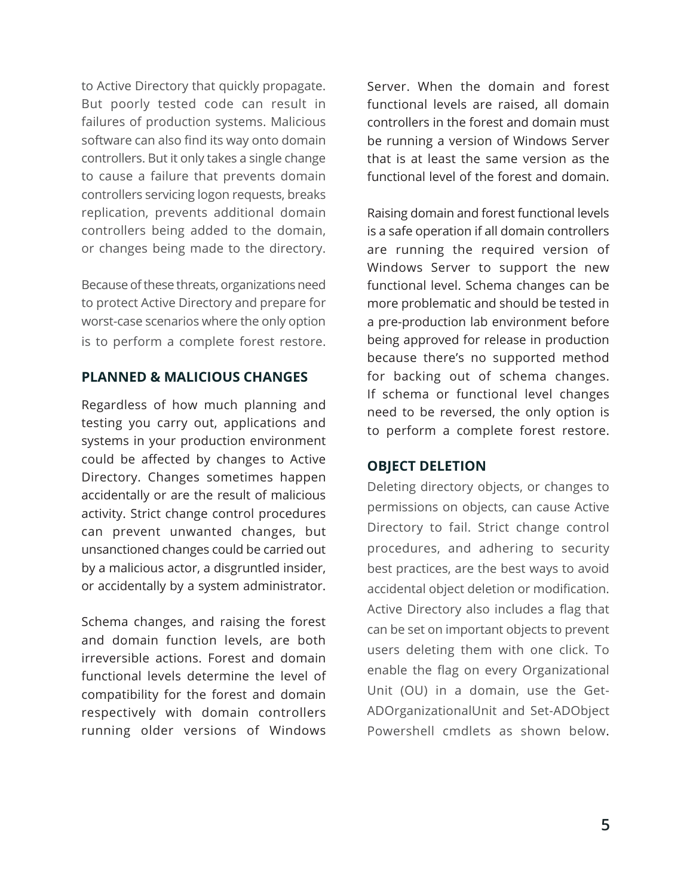to Active Directory that quickly propagate. But poorly tested code can result in failures of production systems. Malicious software can also find its way onto domain controllers. But it only takes a single change to cause a failure that prevents domain controllers servicing logon requests, breaks replication, prevents additional domain controllers being added to the domain, or changes being made to the directory.

Because of these threats, organizations need to protect Active Directory and prepare for worst-case scenarios where the only option is to perform a complete forest restore.

## PLANNED & MALICIOUS CHANGES

Regardless of how much planning and testing you carry out, applications and systems in your production environment could be affected by changes to Active Directory. Changes sometimes happen accidentally or are the result of malicious activity. Strict change control procedures can prevent unwanted changes, but unsanctioned changes could be carried out by a malicious actor, a disgruntled insider, or accidentally by a system administrator.

Schema changes, and raising the forest and domain function levels, are both irreversible actions. Forest and domain functional levels determine the level of compatibility for the forest and domain respectively with domain controllers running older versions of Windows Server. When the domain and forest functional levels are raised, all domain controllers in the forest and domain must be running a version of Windows Server that is at least the same version as the functional level of the forest and domain.

Raising domain and forest functional levels is a safe operation if all domain controllers are running the required version of Windows Server to support the new functional level. Schema changes can be more problematic and should be tested in a pre-production lab environment before being approved for release in production because there's no supported method for backing out of schema changes. If schema or functional level changes need to be reversed, the only option is to perform a complete forest restore.

## OBJECT DELETION

Deleting directory objects, or changes to permissions on objects, can cause Active Directory to fail. Strict change control procedures, and adhering to security best practices, are the best ways to avoid accidental object deletion or modification. Active Directory also includes a flag that can be set on important objects to prevent users deleting them with one click. To enable the flag on every Organizational Unit (OU) in a domain, use the Get-ADOrganizationalUnit and Set-ADObject Powershell cmdlets as shown below.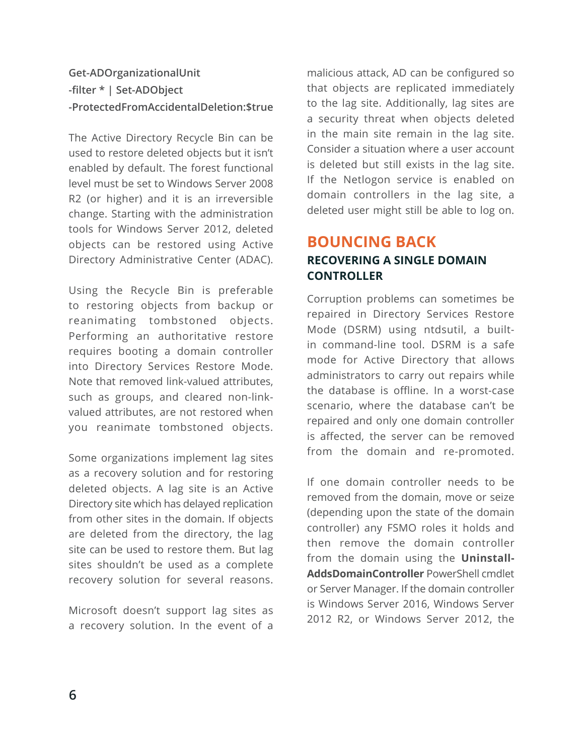```
Get-ADOrganizationalUnit
-filter * | Set-ADObject
-ProtectedFromAccidentalDeletion:$true
```

The Active Directory Recycle Bin can be used to restore deleted objects but it isn't enabled by default. The forest functional level must be set to Windows Server 2008 R2 (or higher) and it is an irreversible change. Starting with the administration tools for Windows Server 2012, deleted objects can be restored using Active Directory Administrative Center (ADAC).

Using the Recycle Bin is preferable to restoring objects from backup or reanimating tombstoned objects. Performing an authoritative restore requires booting a domain controller into Directory Services Restore Mode. Note that removed link-valued attributes, such as groups, and cleared non-link-valued attributes, are not restored when you reanimate tombstoned objects.

Some organizations implement lag sites as a recovery solution and for restoring deleted objects. A lag site is an Active Directory site which has delayed replication from other sites in the domain. If objects are deleted from the directory, the lag site can be used to restore them. But lag sites shouldn't be used as a complete recovery solution for several reasons.

Microsoft doesn't support lag sites as a recovery solution. In the event of a malicious attack, AD can be configured so that objects are replicated immediately to the lag site. Additionally, lag sites are a security threat when objects deleted in the main site remain in the lag site. Consider a situation where a user account is deleted but still exists in the lag site. If the Netlogon service is enabled on domain controllers in the lag site, a deleted user might still be able to log on.

## BOUNCING BACK

### RECOVERING A SINGLE DOMAIN CONTROLLER

Corruption problems can sometimes be repaired in Directory Services Restore Mode (DSRM) using ntdsutil, a built-in command-line tool. DSRM is a safe mode for Active Directory that allows administrators to carry out repairs while the database is offline. In a worst-case scenario, where the database can't be repaired and only one domain controller is affected, the server can be removed from the domain and re-promoted.

If one domain controller needs to be removed from the domain, move or seize (depending upon the state of the domain controller) any FSMO roles it holds and then remove the domain controller from the domain using the **Uninstall-AddsDomainController** PowerShell cmdlet or Server Manager. If the domain controller is Windows Server 2016, Windows Server 2012 R2, or Windows Server 2012, the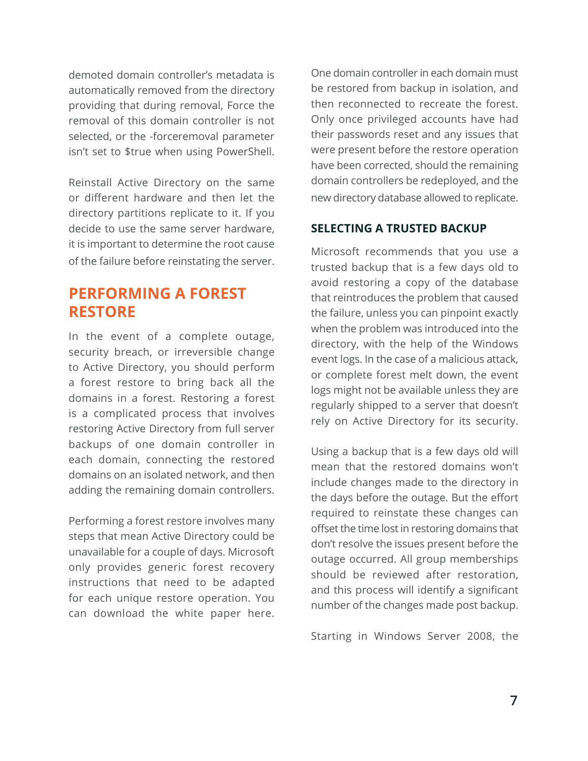demoted domain controller's metadata is automatically removed from the directory providing that during removal, Force the removal of this domain controller is not selected, or the -forceremoval parameter isn't set to $true when using PowerShell.

Reinstall Active Directory on the same or different hardware and then let the directory partitions replicate to it. If you decide to use the same server hardware, it is important to determine the root cause of the failure before reinstating the server.

## PERFORMING A FOREST RESTORE

In the event of a complete outage, security breach, or irreversible change to Active Directory, you should perform a forest restore to bring back all the domains in a forest. Restoring a forest is a complicated process that involves restoring Active Directory from full server backups of one domain controller in each domain, connecting the restored domains on an isolated network, and then adding the remaining domain controllers.

Performing a forest restore involves many steps that mean Active Directory could be unavailable for a couple of days. Microsoft only provides generic forest recovery instructions that need to be adapted for each unique restore operation. You can download the white paper here.

One domain controller in each domain must be restored from backup in isolation, and then reconnected to recreate the forest. Only once privileged accounts have had their passwords reset and any issues that were present before the restore operation have been corrected, should the remaining domain controllers be redeployed, and the new directory database allowed to replicate.

### SELECTING A TRUSTED BACKUP

Microsoft recommends that you use a trusted backup that is a few days old to avoid restoring a copy of the database that reintroduces the problem that caused the failure, unless you can pinpoint exactly when the problem was introduced into the directory, with the help of the Windows event logs. In the case of a malicious attack, or complete forest melt down, the event logs might not be available unless they are regularly shipped to a server that doesn't rely on Active Directory for its security.

Using a backup that is a few days old will mean that the restored domains won't include changes made to the directory in the days before the outage. But the effort required to reinstate these changes can offset the time lost in restoring domains that don't resolve the issues present before the outage occurred. All group memberships should be reviewed after restoration, and this process will identify a significant number of the changes made post backup.

Starting in Windows Server 2008, the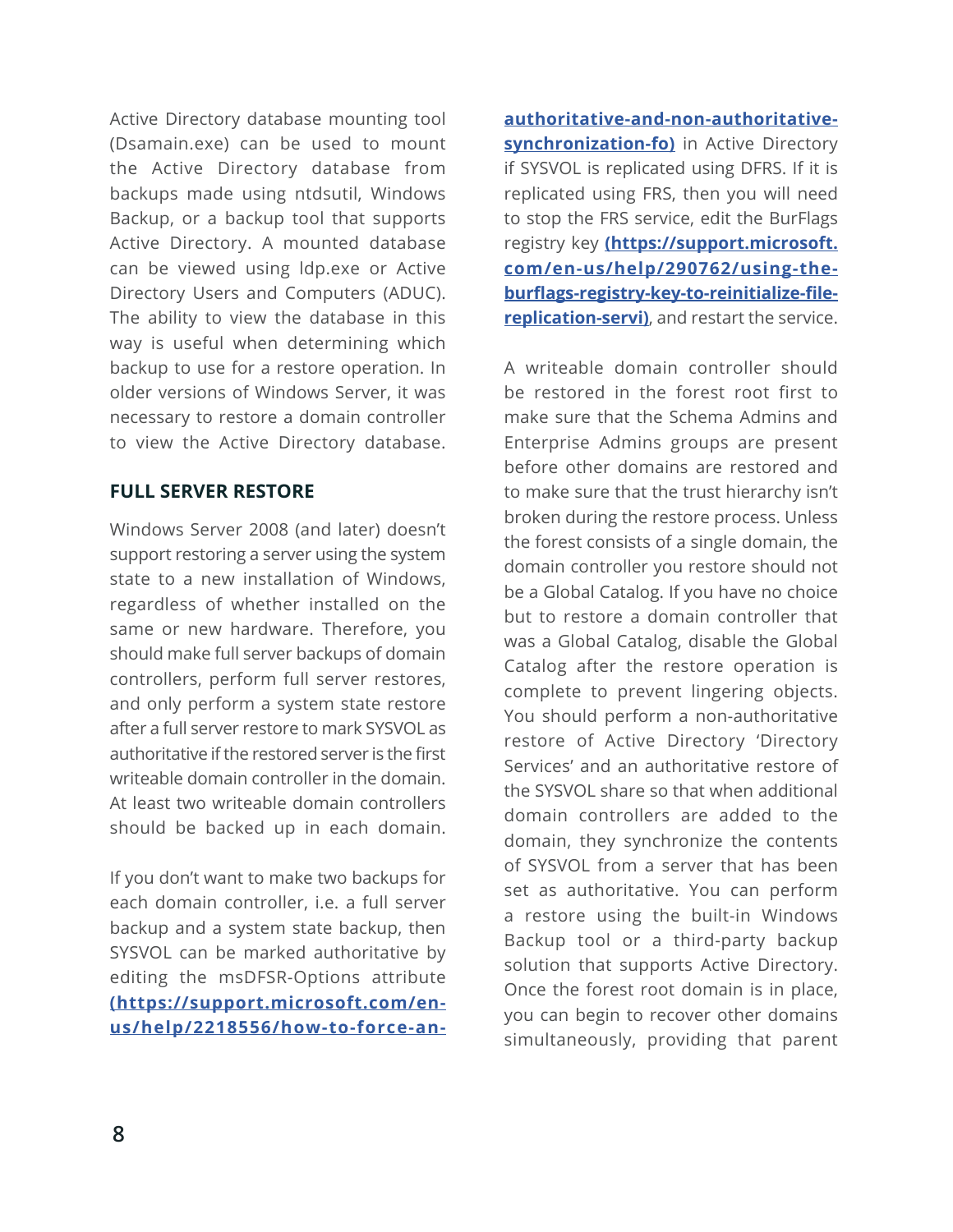Active Directory database mounting tool (Dsamain.exe) can be used to mount the Active Directory database from backups made using ntdsutil, Windows Backup, or a backup tool that supports Active Directory. A mounted database can be viewed using ldp.exe or Active Directory Users and Computers (ADUC). The ability to view the database in this way is useful when determining which backup to use for a restore operation. In older versions of Windows Server, it was necessary to restore a domain controller to view the Active Directory database.

## FULL SERVER RESTORE

Windows Server 2008 (and later) doesn't support restoring a server using the system state to a new installation of Windows, regardless of whether installed on the same or new hardware. Therefore, you should make full server backups of domain controllers, perform full server restores, and only perform a system state restore after a full server restore to mark SYSVOL as authoritative if the restored server is the first writeable domain controller in the domain. At least two writeable domain controllers should be backed up in each domain.

If you don't want to make two backups for each domain controller, i.e. a full server backup and a system state backup, then SYSVOL can be marked authoritative by editing the msDFSR-Options attribute **(https://support.microsoft.com/en-us/help/2218556/how-to-force-an-authoritative-and-non-authoritative-synchronization-fo)** in Active Directory if SYSVOL is replicated using DFRS. If it is replicated using FRS, then you will need to stop the FRS service, edit the BurFlags registry key **(https://support.microsoft.com/en-us/help/290762/using-the-burflags-registry-key-to-reinitialize-file-replication-servi)**, and restart the service.

A writeable domain controller should be restored in the forest root first to make sure that the Schema Admins and Enterprise Admins groups are present before other domains are restored and to make sure that the trust hierarchy isn't broken during the restore process. Unless the forest consists of a single domain, the domain controller you restore should not be a Global Catalog. If you have no choice but to restore a domain controller that was a Global Catalog, disable the Global Catalog after the restore operation is complete to prevent lingering objects. You should perform a non-authoritative restore of Active Directory 'Directory Services' and an authoritative restore of the SYSVOL share so that when additional domain controllers are added to the domain, they synchronize the contents of SYSVOL from a server that has been set as authoritative. You can perform a restore using the built-in Windows Backup tool or a third-party backup solution that supports Active Directory. Once the forest root domain is in place, you can begin to recover other domains simultaneously, providing that parent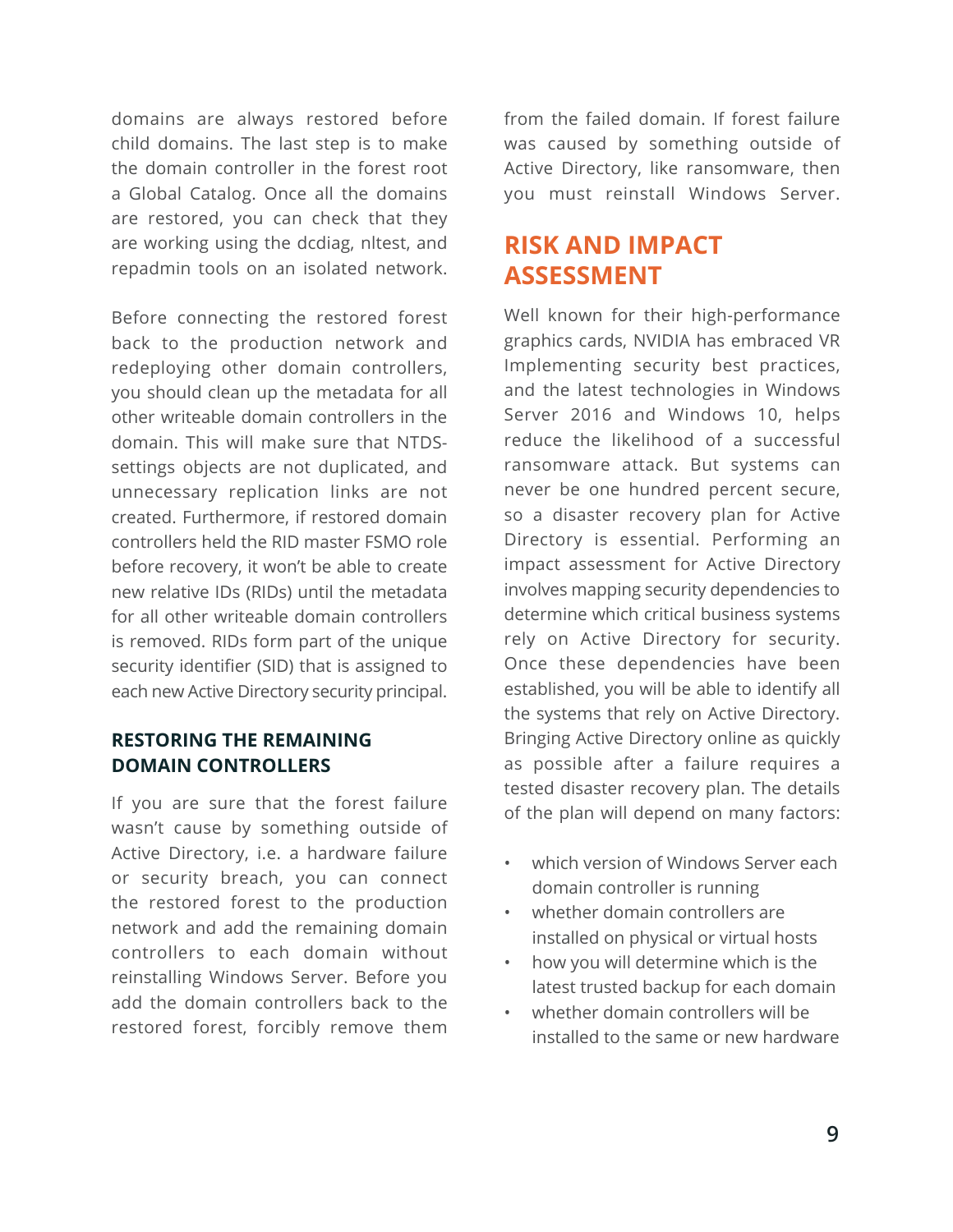domains are always restored before child domains. The last step is to make the domain controller in the forest root a Global Catalog. Once all the domains are restored, you can check that they are working using the dcdiag, nltest, and repadmin tools on an isolated network.

Before connecting the restored forest back to the production network and redeploying other domain controllers, you should clean up the metadata for all other writeable domain controllers in the domain. This will make sure that NTDS-settings objects are not duplicated, and unnecessary replication links are not created. Furthermore, if restored domain controllers held the RID master FSMO role before recovery, it won't be able to create new relative IDs (RIDs) until the metadata for all other writeable domain controllers is removed. RIDs form part of the unique security identifier (SID) that is assigned to each new Active Directory security principal.

### RESTORING THE REMAINING DOMAIN CONTROLLERS

If you are sure that the forest failure wasn't cause by something outside of Active Directory, i.e. a hardware failure or security breach, you can connect the restored forest to the production network and add the remaining domain controllers to each domain without reinstalling Windows Server. Before you add the domain controllers back to the restored forest, forcibly remove them from the failed domain. If forest failure was caused by something outside of Active Directory, like ransomware, then you must reinstall Windows Server.

## RISK AND IMPACT ASSESSMENT

Well known for their high-performance graphics cards, NVIDIA has embraced VR Implementing security best practices, and the latest technologies in Windows Server 2016 and Windows 10, helps reduce the likelihood of a successful ransomware attack. But systems can never be one hundred percent secure, so a disaster recovery plan for Active Directory is essential. Performing an impact assessment for Active Directory involves mapping security dependencies to determine which critical business systems rely on Active Directory for security. Once these dependencies have been established, you will be able to identify all the systems that rely on Active Directory. Bringing Active Directory online as quickly as possible after a failure requires a tested disaster recovery plan. The details of the plan will depend on many factors:

- which version of Windows Server each domain controller is running
- whether domain controllers are installed on physical or virtual hosts
- how you will determine which is the latest trusted backup for each domain
- whether domain controllers will be installed to the same or new hardware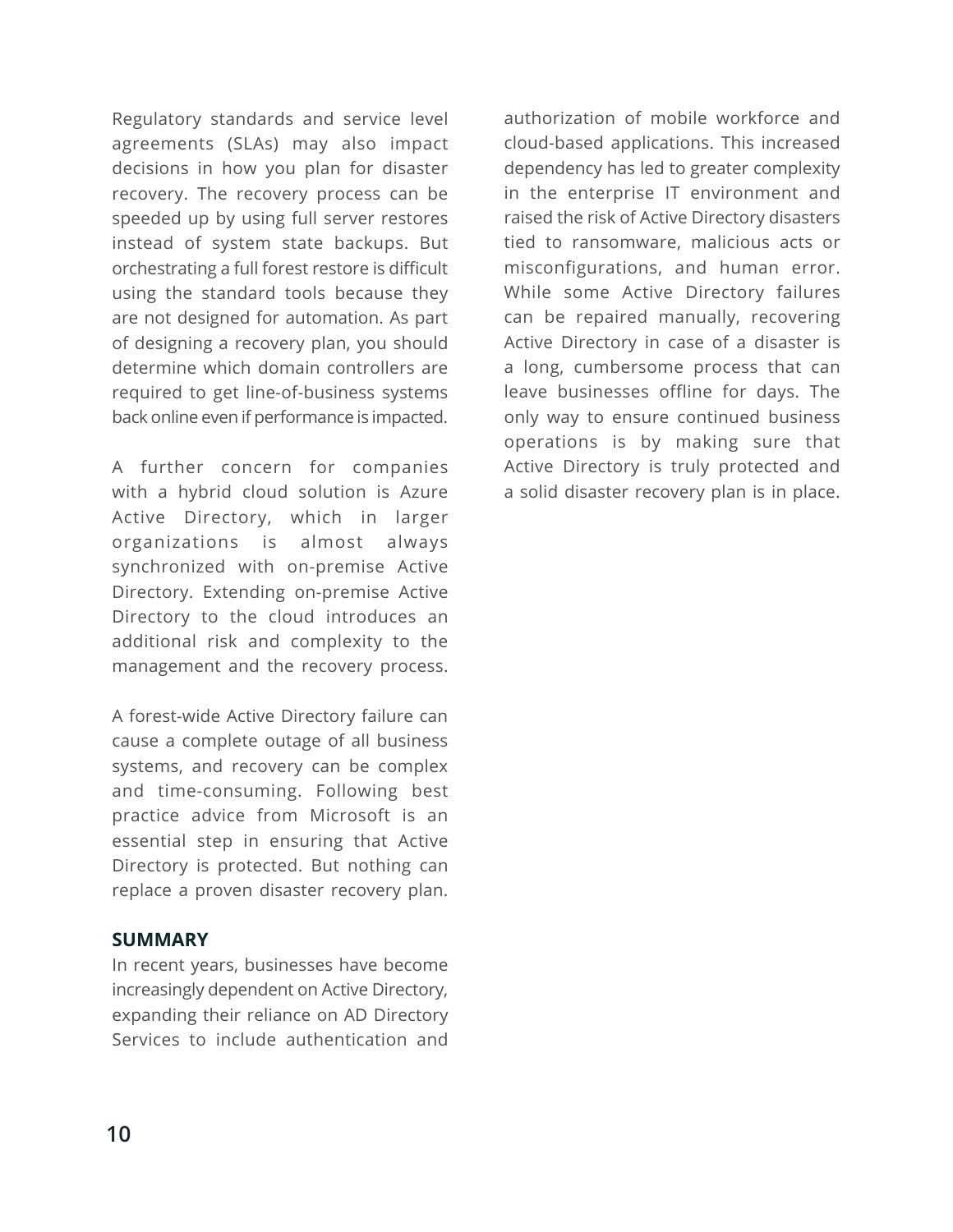Regulatory standards and service level agreements (SLAs) may also impact decisions in how you plan for disaster recovery. The recovery process can be speeded up by using full server restores instead of system state backups. But orchestrating a full forest restore is difficult using the standard tools because they are not designed for automation. As part of designing a recovery plan, you should determine which domain controllers are required to get line-of-business systems back online even if performance is impacted.

A further concern for companies with a hybrid cloud solution is Azure Active Directory, which in larger organizations is almost always synchronized with on-premise Active Directory. Extending on-premise Active Directory to the cloud introduces an additional risk and complexity to the management and the recovery process.

A forest-wide Active Directory failure can cause a complete outage of all business systems, and recovery can be complex and time-consuming. Following best practice advice from Microsoft is an essential step in ensuring that Active Directory is protected. But nothing can replace a proven disaster recovery plan.

## SUMMARY

In recent years, businesses have become increasingly dependent on Active Directory, expanding their reliance on AD Directory Services to include authentication and authorization of mobile workforce and cloud-based applications. This increased dependency has led to greater complexity in the enterprise IT environment and raised the risk of Active Directory disasters tied to ransomware, malicious acts or misconfigurations, and human error. While some Active Directory failures can be repaired manually, recovering Active Directory in case of a disaster is a long, cumbersome process that can leave businesses offline for days. The only way to ensure continued business operations is by making sure that Active Directory is truly protected and a solid disaster recovery plan is in place.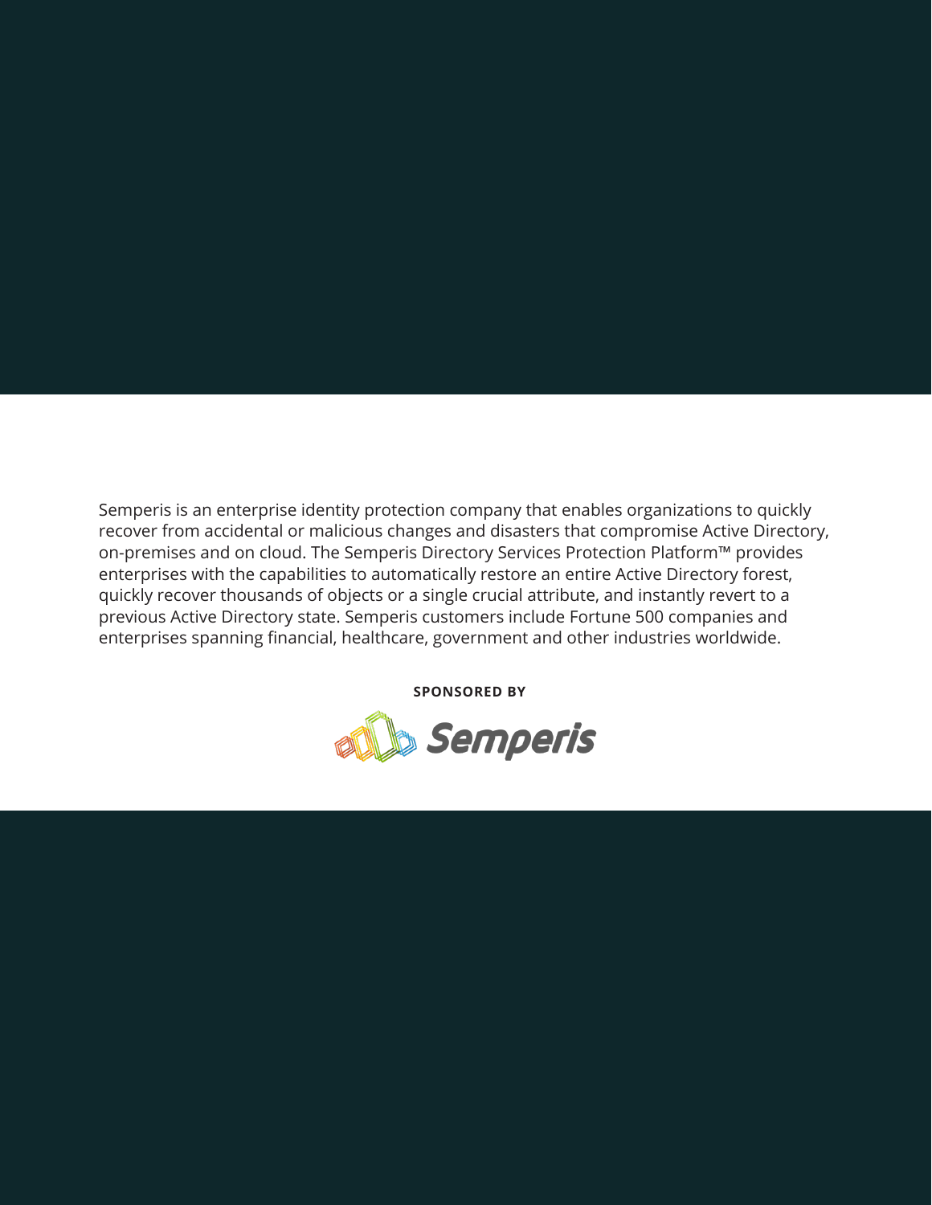Semperis is an enterprise identity protection company that enables organizations to quickly recover from accidental or malicious changes and disasters that compromise Active Directory, on-premises and on cloud. The Semperis Directory Services Protection Platform™ provides enterprises with the capabilities to automatically restore an entire Active Directory forest, quickly recover thousands of objects or a single crucial attribute, and instantly revert to a previous Active Directory state. Semperis customers include Fortune 500 companies and enterprises spanning financial, healthcare, government and other industries worldwide.

**SPONSORED BY**

Semperis